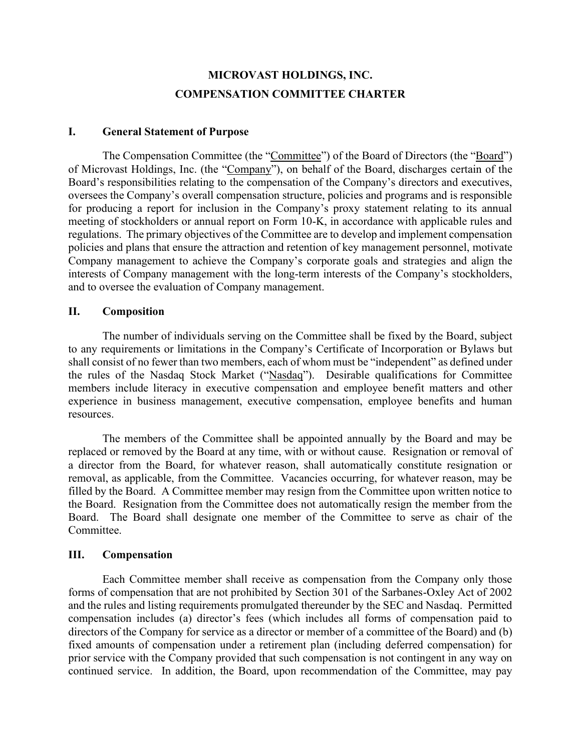# MICROVAST HOLDINGS, INC.
## COMPENSATION COMMITTEE CHARTER

### I. General Statement of Purpose

The Compensation Committee (the "Committee") of the Board of Directors (the "Board") of Microvast Holdings, Inc. (the "Company"), on behalf of the Board, discharges certain of the Board's responsibilities relating to the compensation of the Company's directors and executives, oversees the Company's overall compensation structure, policies and programs and is responsible for producing a report for inclusion in the Company's proxy statement relating to its annual meeting of stockholders or annual report on Form 10-K, in accordance with applicable rules and regulations. The primary objectives of the Committee are to develop and implement compensation policies and plans that ensure the attraction and retention of key management personnel, motivate Company management to achieve the Company's corporate goals and strategies and align the interests of Company management with the long-term interests of the Company's stockholders, and to oversee the evaluation of Company management.

### II. Composition

The number of individuals serving on the Committee shall be fixed by the Board, subject to any requirements or limitations in the Company's Certificate of Incorporation or Bylaws but shall consist of no fewer than two members, each of whom must be "independent" as defined under the rules of the Nasdaq Stock Market ("Nasdaq"). Desirable qualifications for Committee members include literacy in executive compensation and employee benefit matters and other experience in business management, executive compensation, employee benefits and human resources.

The members of the Committee shall be appointed annually by the Board and may be replaced or removed by the Board at any time, with or without cause. Resignation or removal of a director from the Board, for whatever reason, shall automatically constitute resignation or removal, as applicable, from the Committee. Vacancies occurring, for whatever reason, may be filled by the Board. A Committee member may resign from the Committee upon written notice to the Board. Resignation from the Committee does not automatically resign the member from the Board. The Board shall designate one member of the Committee to serve as chair of the Committee.

### III. Compensation

Each Committee member shall receive as compensation from the Company only those forms of compensation that are not prohibited by Section 301 of the Sarbanes-Oxley Act of 2002 and the rules and listing requirements promulgated thereunder by the SEC and Nasdaq. Permitted compensation includes (a) director's fees (which includes all forms of compensation paid to directors of the Company for service as a director or member of a committee of the Board) and (b) fixed amounts of compensation under a retirement plan (including deferred compensation) for prior service with the Company provided that such compensation is not contingent in any way on continued service. In addition, the Board, upon recommendation of the Committee, may pay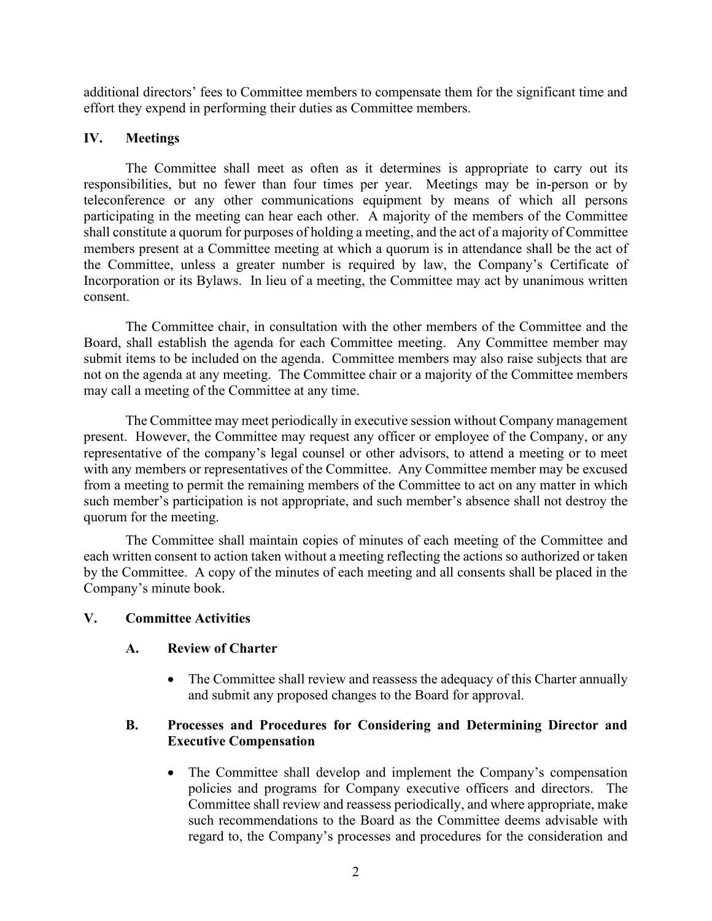additional directors' fees to Committee members to compensate them for the significant time and effort they expend in performing their duties as Committee members.

## IV. Meetings

The Committee shall meet as often as it determines is appropriate to carry out its responsibilities, but no fewer than four times per year. Meetings may be in-person or by teleconference or any other communications equipment by means of which all persons participating in the meeting can hear each other. A majority of the members of the Committee shall constitute a quorum for purposes of holding a meeting, and the act of a majority of Committee members present at a Committee meeting at which a quorum is in attendance shall be the act of the Committee, unless a greater number is required by law, the Company's Certificate of Incorporation or its Bylaws. In lieu of a meeting, the Committee may act by unanimous written consent.

The Committee chair, in consultation with the other members of the Committee and the Board, shall establish the agenda for each Committee meeting. Any Committee member may submit items to be included on the agenda. Committee members may also raise subjects that are not on the agenda at any meeting. The Committee chair or a majority of the Committee members may call a meeting of the Committee at any time.

The Committee may meet periodically in executive session without Company management present. However, the Committee may request any officer or employee of the Company, or any representative of the company's legal counsel or other advisors, to attend a meeting or to meet with any members or representatives of the Committee. Any Committee member may be excused from a meeting to permit the remaining members of the Committee to act on any matter in which such member's participation is not appropriate, and such member's absence shall not destroy the quorum for the meeting.

The Committee shall maintain copies of minutes of each meeting of the Committee and each written consent to action taken without a meeting reflecting the actions so authorized or taken by the Committee. A copy of the minutes of each meeting and all consents shall be placed in the Company's minute book.

## V. Committee Activities

### A. Review of Charter

- The Committee shall review and reassess the adequacy of this Charter annually and submit any proposed changes to the Board for approval.

### B. Processes and Procedures for Considering and Determining Director and Executive Compensation

- The Committee shall develop and implement the Company's compensation policies and programs for Company executive officers and directors. The Committee shall review and reassess periodically, and where appropriate, make such recommendations to the Board as the Committee deems advisable with regard to, the Company's processes and procedures for the consideration and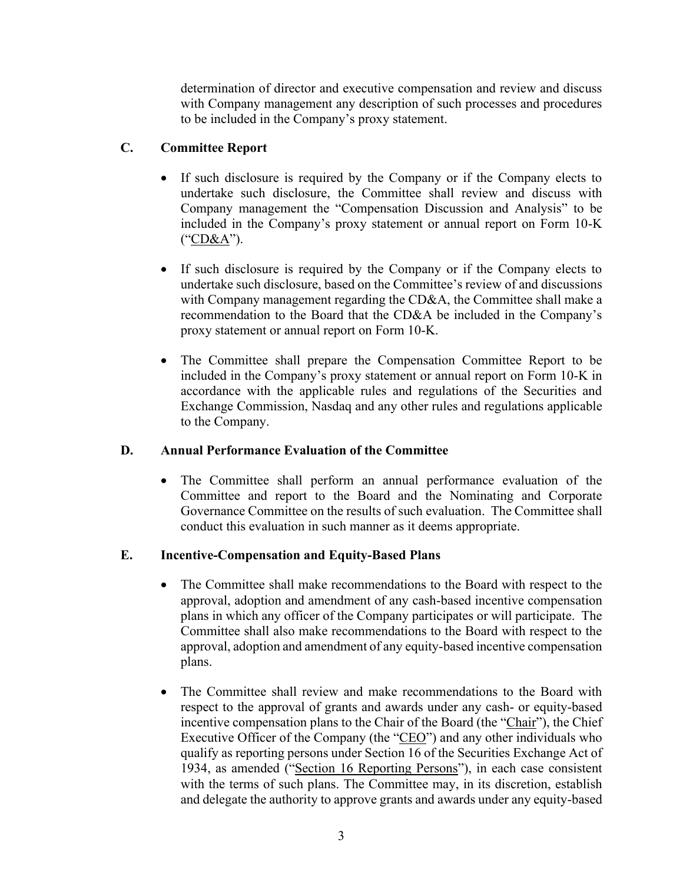determination of director and executive compensation and review and discuss with Company management any description of such processes and procedures to be included in the Company's proxy statement.

### C. Committee Report

- If such disclosure is required by the Company or if the Company elects to undertake such disclosure, the Committee shall review and discuss with Company management the "Compensation Discussion and Analysis" to be included in the Company's proxy statement or annual report on Form 10-K ("CD&A").

- If such disclosure is required by the Company or if the Company elects to undertake such disclosure, based on the Committee's review of and discussions with Company management regarding the CD&A, the Committee shall make a recommendation to the Board that the CD&A be included in the Company's proxy statement or annual report on Form 10-K.

- The Committee shall prepare the Compensation Committee Report to be included in the Company's proxy statement or annual report on Form 10-K in accordance with the applicable rules and regulations of the Securities and Exchange Commission, Nasdaq and any other rules and regulations applicable to the Company.

### D. Annual Performance Evaluation of the Committee

- The Committee shall perform an annual performance evaluation of the Committee and report to the Board and the Nominating and Corporate Governance Committee on the results of such evaluation. The Committee shall conduct this evaluation in such manner as it deems appropriate.

### E. Incentive-Compensation and Equity-Based Plans

- The Committee shall make recommendations to the Board with respect to the approval, adoption and amendment of any cash-based incentive compensation plans in which any officer of the Company participates or will participate. The Committee shall also make recommendations to the Board with respect to the approval, adoption and amendment of any equity-based incentive compensation plans.

- The Committee shall review and make recommendations to the Board with respect to the approval of grants and awards under any cash- or equity-based incentive compensation plans to the Chair of the Board (the "Chair"), the Chief Executive Officer of the Company (the "CEO") and any other individuals who qualify as reporting persons under Section 16 of the Securities Exchange Act of 1934, as amended ("Section 16 Reporting Persons"), in each case consistent with the terms of such plans. The Committee may, in its discretion, establish and delegate the authority to approve grants and awards under any equity-based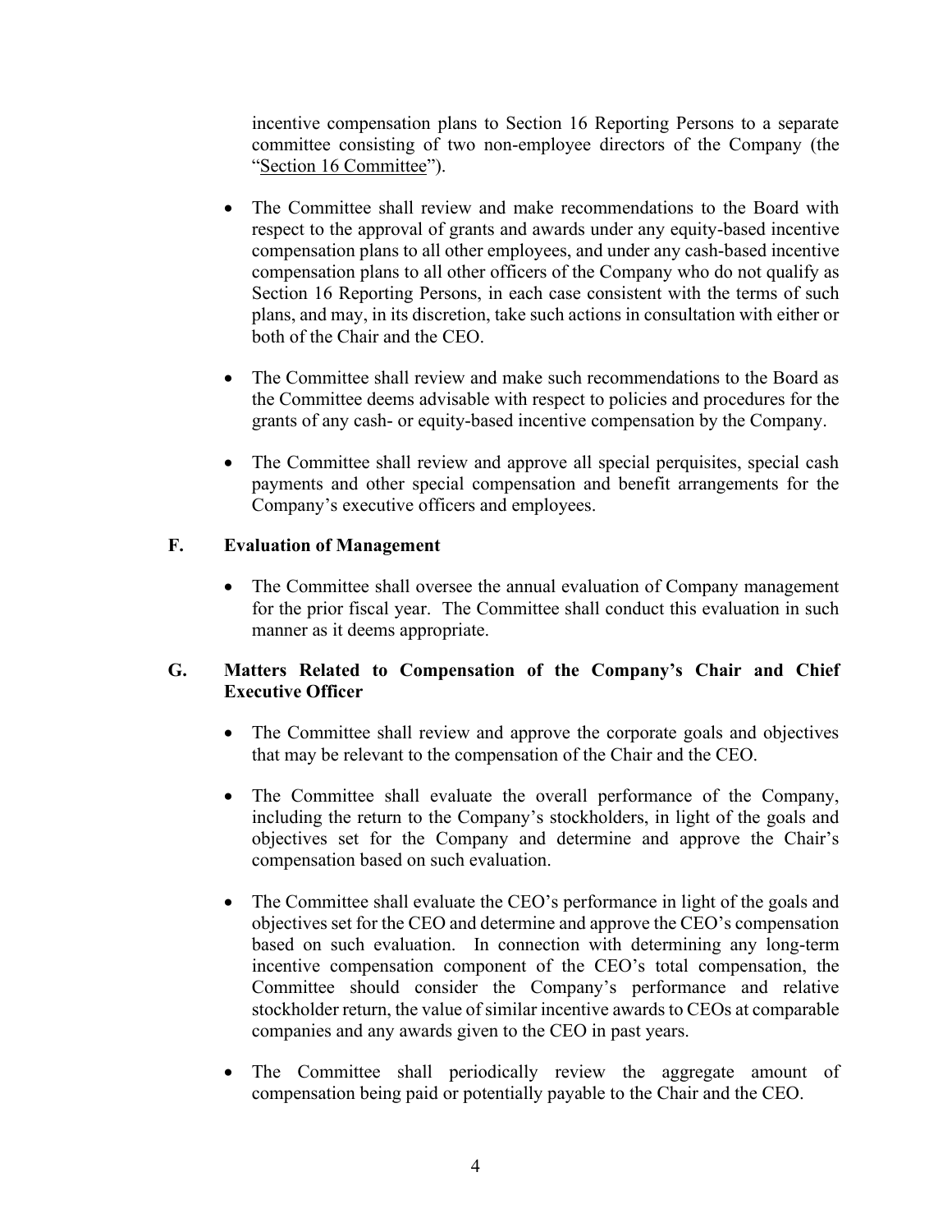incentive compensation plans to Section 16 Reporting Persons to a separate committee consisting of two non-employee directors of the Company (the "Section 16 Committee").

- The Committee shall review and make recommendations to the Board with respect to the approval of grants and awards under any equity-based incentive compensation plans to all other employees, and under any cash-based incentive compensation plans to all other officers of the Company who do not qualify as Section 16 Reporting Persons, in each case consistent with the terms of such plans, and may, in its discretion, take such actions in consultation with either or both of the Chair and the CEO.

- The Committee shall review and make such recommendations to the Board as the Committee deems advisable with respect to policies and procedures for the grants of any cash- or equity-based incentive compensation by the Company.

- The Committee shall review and approve all special perquisites, special cash payments and other special compensation and benefit arrangements for the Company's executive officers and employees.

### F. Evaluation of Management

- The Committee shall oversee the annual evaluation of Company management for the prior fiscal year. The Committee shall conduct this evaluation in such manner as it deems appropriate.

### G. Matters Related to Compensation of the Company's Chair and Chief Executive Officer

- The Committee shall review and approve the corporate goals and objectives that may be relevant to the compensation of the Chair and the CEO.

- The Committee shall evaluate the overall performance of the Company, including the return to the Company's stockholders, in light of the goals and objectives set for the Company and determine and approve the Chair's compensation based on such evaluation.

- The Committee shall evaluate the CEO's performance in light of the goals and objectives set for the CEO and determine and approve the CEO's compensation based on such evaluation. In connection with determining any long-term incentive compensation component of the CEO's total compensation, the Committee should consider the Company's performance and relative stockholder return, the value of similar incentive awards to CEOs at comparable companies and any awards given to the CEO in past years.

- The Committee shall periodically review the aggregate amount of compensation being paid or potentially payable to the Chair and the CEO.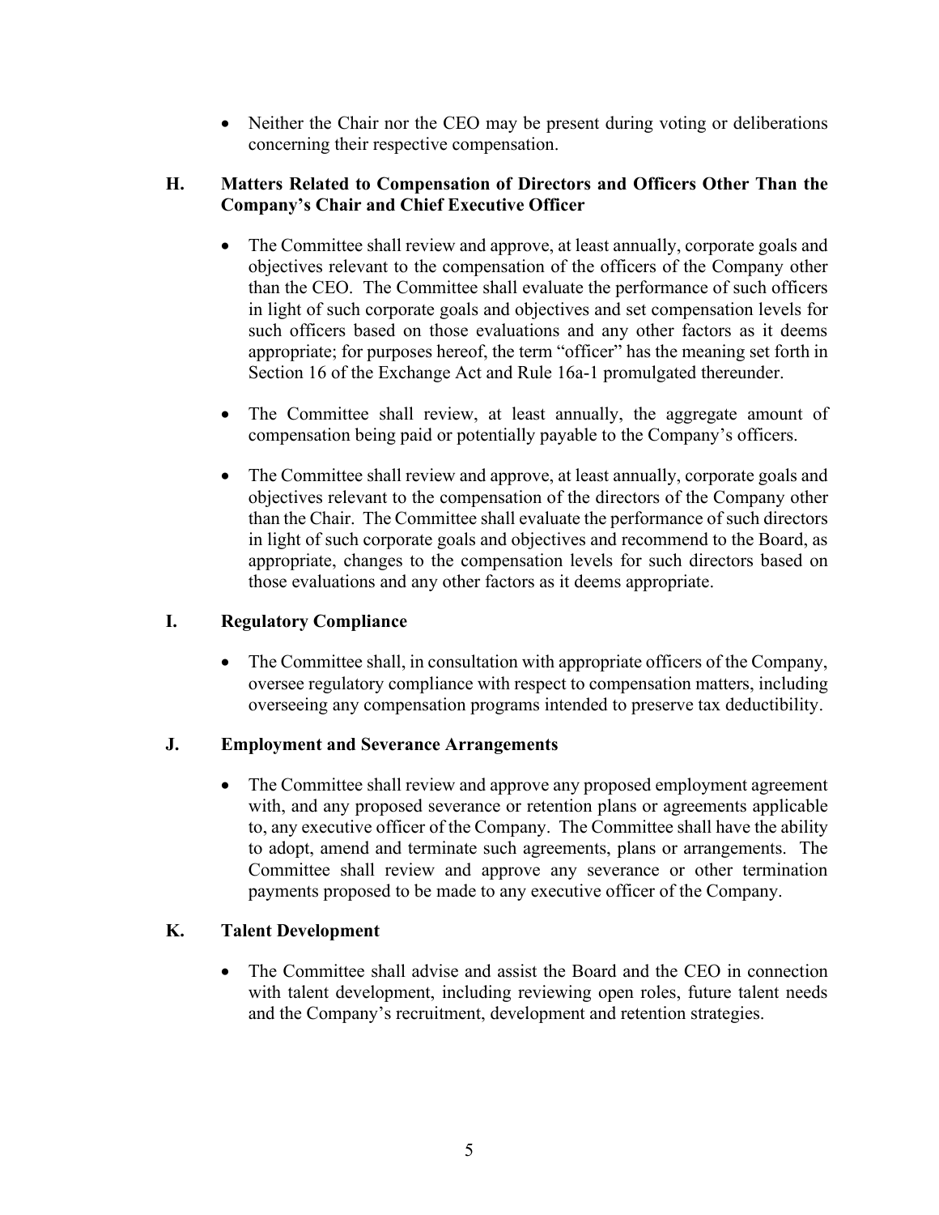- Neither the Chair nor the CEO may be present during voting or deliberations concerning their respective compensation.

### H. Matters Related to Compensation of Directors and Officers Other Than the Company's Chair and Chief Executive Officer

- The Committee shall review and approve, at least annually, corporate goals and objectives relevant to the compensation of the officers of the Company other than the CEO. The Committee shall evaluate the performance of such officers in light of such corporate goals and objectives and set compensation levels for such officers based on those evaluations and any other factors as it deems appropriate; for purposes hereof, the term "officer" has the meaning set forth in Section 16 of the Exchange Act and Rule 16a-1 promulgated thereunder.

- The Committee shall review, at least annually, the aggregate amount of compensation being paid or potentially payable to the Company's officers.

- The Committee shall review and approve, at least annually, corporate goals and objectives relevant to the compensation of the directors of the Company other than the Chair. The Committee shall evaluate the performance of such directors in light of such corporate goals and objectives and recommend to the Board, as appropriate, changes to the compensation levels for such directors based on those evaluations and any other factors as it deems appropriate.

### I. Regulatory Compliance

- The Committee shall, in consultation with appropriate officers of the Company, oversee regulatory compliance with respect to compensation matters, including overseeing any compensation programs intended to preserve tax deductibility.

### J. Employment and Severance Arrangements

- The Committee shall review and approve any proposed employment agreement with, and any proposed severance or retention plans or agreements applicable to, any executive officer of the Company. The Committee shall have the ability to adopt, amend and terminate such agreements, plans or arrangements. The Committee shall review and approve any severance or other termination payments proposed to be made to any executive officer of the Company.

### K. Talent Development

- The Committee shall advise and assist the Board and the CEO in connection with talent development, including reviewing open roles, future talent needs and the Company's recruitment, development and retention strategies.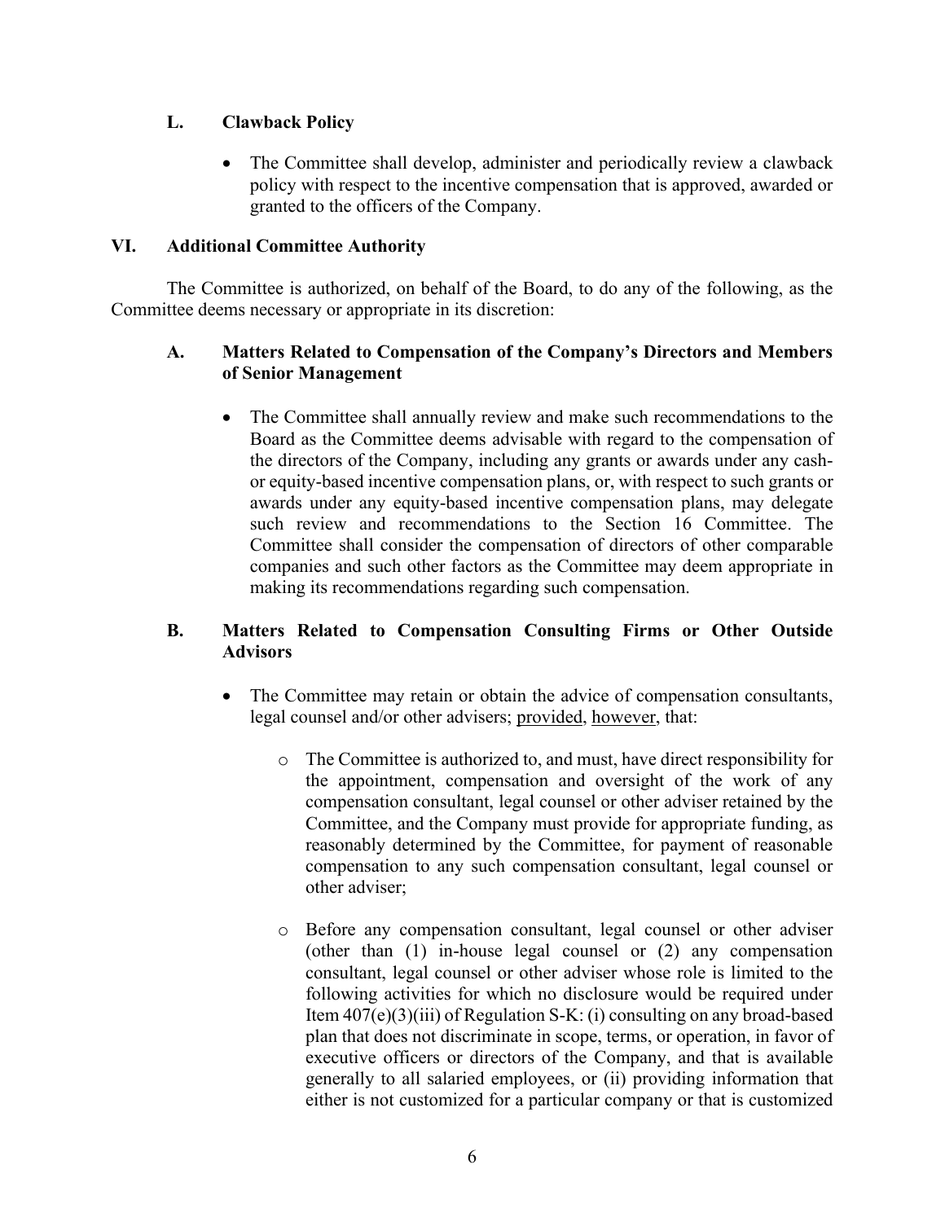### L. Clawback Policy

- The Committee shall develop, administer and periodically review a clawback policy with respect to the incentive compensation that is approved, awarded or granted to the officers of the Company.

## VI. Additional Committee Authority

The Committee is authorized, on behalf of the Board, to do any of the following, as the Committee deems necessary or appropriate in its discretion:

### A. Matters Related to Compensation of the Company's Directors and Members of Senior Management

- The Committee shall annually review and make such recommendations to the Board as the Committee deems advisable with regard to the compensation of the directors of the Company, including any grants or awards under any cash- or equity-based incentive compensation plans, or, with respect to such grants or awards under any equity-based incentive compensation plans, may delegate such review and recommendations to the Section 16 Committee. The Committee shall consider the compensation of directors of other comparable companies and such other factors as the Committee may deem appropriate in making its recommendations regarding such compensation.

### B. Matters Related to Compensation Consulting Firms or Other Outside Advisors

- The Committee may retain or obtain the advice of compensation consultants, legal counsel and/or other advisers; provided, however, that:
  - The Committee is authorized to, and must, have direct responsibility for the appointment, compensation and oversight of the work of any compensation consultant, legal counsel or other adviser retained by the Committee, and the Company must provide for appropriate funding, as reasonably determined by the Committee, for payment of reasonable compensation to any such compensation consultant, legal counsel or other adviser;
  - Before any compensation consultant, legal counsel or other adviser (other than (1) in-house legal counsel or (2) any compensation consultant, legal counsel or other adviser whose role is limited to the following activities for which no disclosure would be required under Item 407(e)(3)(iii) of Regulation S-K: (i) consulting on any broad-based plan that does not discriminate in scope, terms, or operation, in favor of executive officers or directors of the Company, and that is available generally to all salaried employees, or (ii) providing information that either is not customized for a particular company or that is customized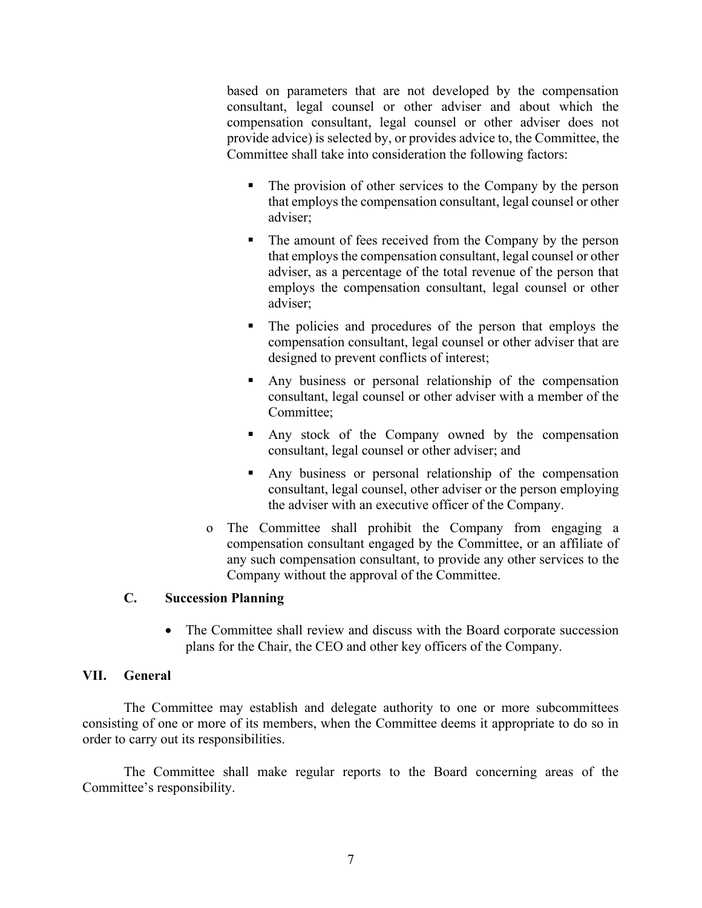based on parameters that are not developed by the compensation consultant, legal counsel or other adviser and about which the compensation consultant, legal counsel or other adviser does not provide advice) is selected by, or provides advice to, the Committee, the Committee shall take into consideration the following factors:

  - The provision of other services to the Company by the person that employs the compensation consultant, legal counsel or other adviser;
  - The amount of fees received from the Company by the person that employs the compensation consultant, legal counsel or other adviser, as a percentage of the total revenue of the person that employs the compensation consultant, legal counsel or other adviser;
  - The policies and procedures of the person that employs the compensation consultant, legal counsel or other adviser that are designed to prevent conflicts of interest;
  - Any business or personal relationship of the compensation consultant, legal counsel or other adviser with a member of the Committee;
  - Any stock of the Company owned by the compensation consultant, legal counsel or other adviser; and
  - Any business or personal relationship of the compensation consultant, legal counsel, other adviser or the person employing the adviser with an executive officer of the Company.

- The Committee shall prohibit the Company from engaging a compensation consultant engaged by the Committee, or an affiliate of any such compensation consultant, to provide any other services to the Company without the approval of the Committee.

### C. Succession Planning

- The Committee shall review and discuss with the Board corporate succession plans for the Chair, the CEO and other key officers of the Company.

## VII. General

The Committee may establish and delegate authority to one or more subcommittees consisting of one or more of its members, when the Committee deems it appropriate to do so in order to carry out its responsibilities.

The Committee shall make regular reports to the Board concerning areas of the Committee's responsibility.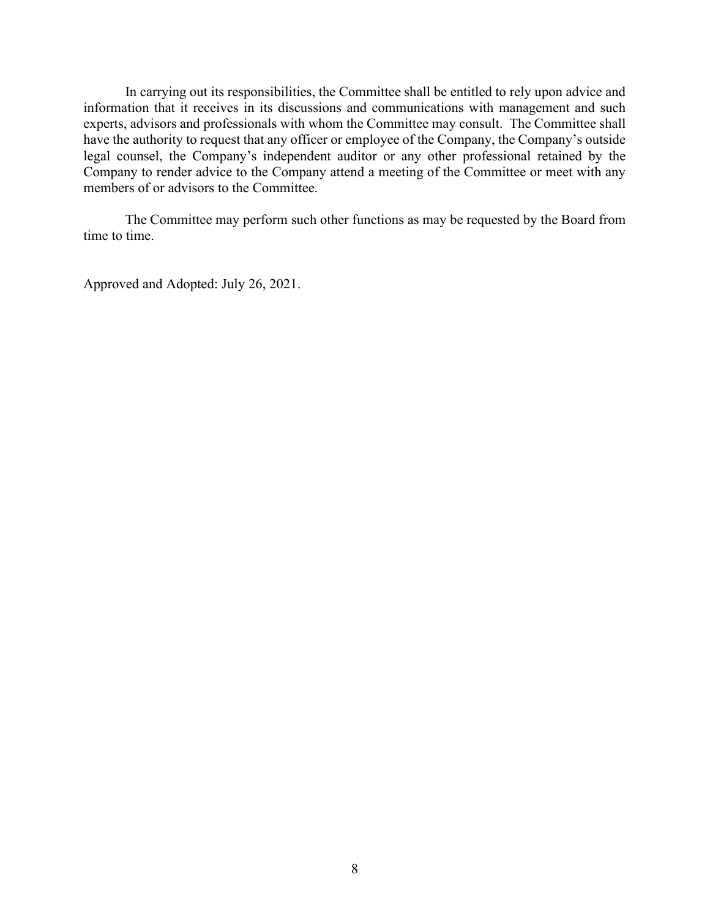In carrying out its responsibilities, the Committee shall be entitled to rely upon advice and information that it receives in its discussions and communications with management and such experts, advisors and professionals with whom the Committee may consult. The Committee shall have the authority to request that any officer or employee of the Company, the Company's outside legal counsel, the Company's independent auditor or any other professional retained by the Company to render advice to the Company attend a meeting of the Committee or meet with any members of or advisors to the Committee.

The Committee may perform such other functions as may be requested by the Board from time to time.

Approved and Adopted: July 26, 2021.